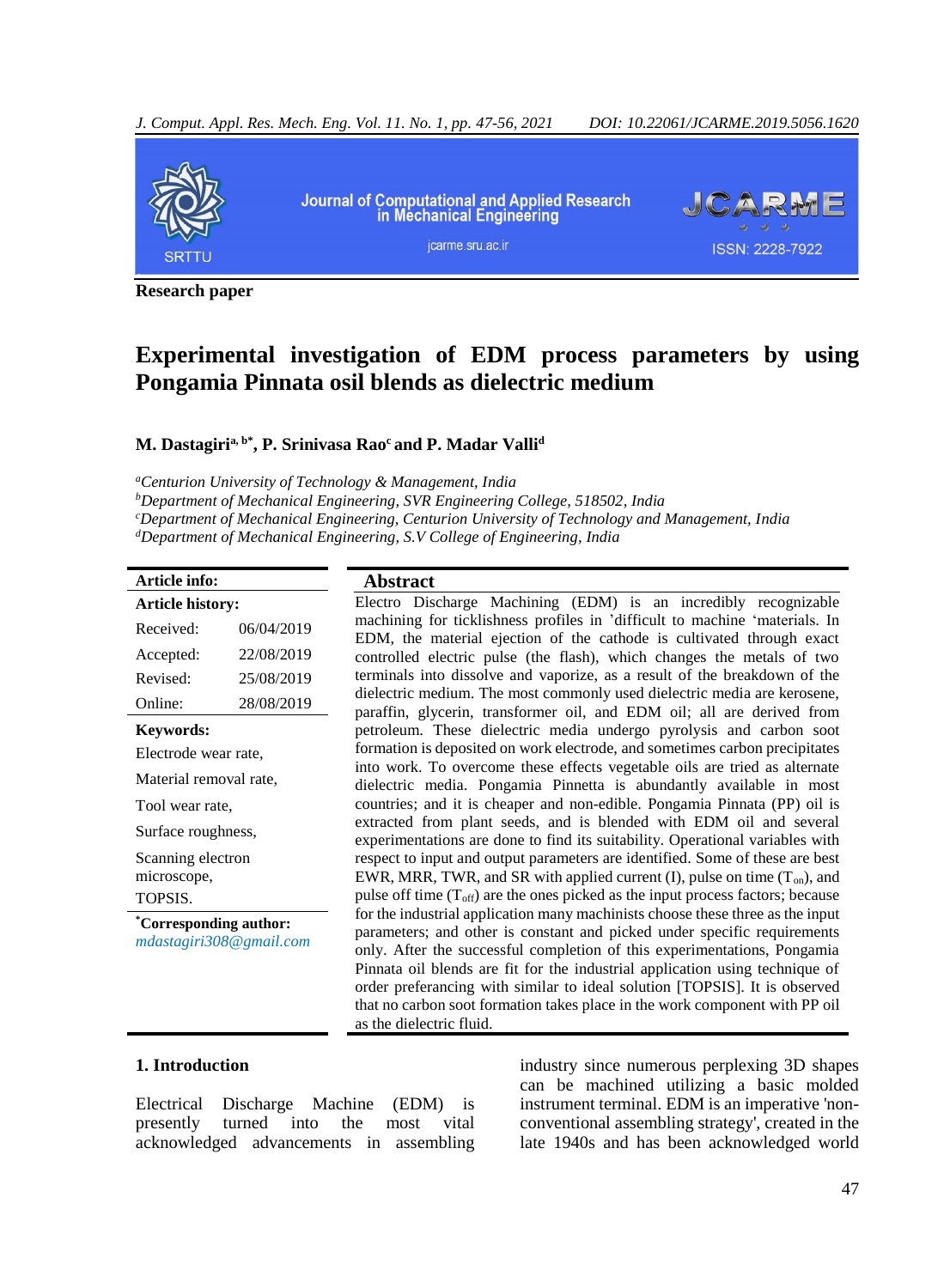Research paper

# Experimental investigation of EDM process parameters by using Pongamia Pinnata osil blends as dielectric medium

**M. Dastagiri[a, b*], P. Srinivasa Rao[c] and P. Madar Valli[d]**

*[a]Centurion University of Technology & Management, India*
*[b]Department of Mechanical Engineering, SVR Engineering College, 518502, India*
*[c]Department of Mechanical Engineering, Centurion University of Technology and Management, India*
*[d]Department of Mechanical Engineering, S.V College of Engineering, India*

**Article info:**

**Article history:**

| | |
|---|---|
| Received: | 06/04/2019 |
| Accepted: | 22/08/2019 |
| Revised: | 25/08/2019 |
| Online: | 28/08/2019 |

**Keywords:**

Electrode wear rate,
Material removal rate,
Tool wear rate,
Surface roughness,
Scanning electron microscope,
TOPSIS.

**\*Corresponding author:**
*mdastagiri308@gmail.com*

## Abstract

Electro Discharge Machining (EDM) is an incredibly recognizable machining for ticklishness profiles in 'difficult to machine 'materials. In EDM, the material ejection of the cathode is cultivated through exact controlled electric pulse (the flash), which changes the metals of two terminals into dissolve and vaporize, as a result of the breakdown of the dielectric medium. The most commonly used dielectric media are kerosene, paraffin, glycerin, transformer oil, and EDM oil; all are derived from petroleum. These dielectric media undergo pyrolysis and carbon soot formation is deposited on work electrode, and sometimes carbon precipitates into work. To overcome these effects vegetable oils are tried as alternate dielectric media. Pongamia Pinnetta is abundantly available in most countries; and it is cheaper and non-edible. Pongamia Pinnata (PP) oil is extracted from plant seeds, and is blended with EDM oil and several experimentations are done to find its suitability. Operational variables with respect to input and output parameters are identified. Some of these are best EWR, MRR, TWR, and SR with applied current (I), pulse on time ($T_{on}$), and pulse off time ($T_{off}$) are the ones picked as the input process factors; because for the industrial application many machinists choose these three as the input parameters; and other is constant and picked under specific requirements only. After the successful completion of this experimentations, Pongamia Pinnata oil blends are fit for the industrial application using technique of order preferancing with similar to ideal solution [TOPSIS]. It is observed that no carbon soot formation takes place in the work component with PP oil as the dielectric fluid.

## 1. Introduction

Electrical Discharge Machine (EDM) is presently turned into the most vital acknowledged advancements in assembling industry since numerous perplexing 3D shapes can be machined utilizing a basic molded instrument terminal. EDM is an imperative 'non-conventional assembling strategy', created in the late 1940s and has been acknowledged world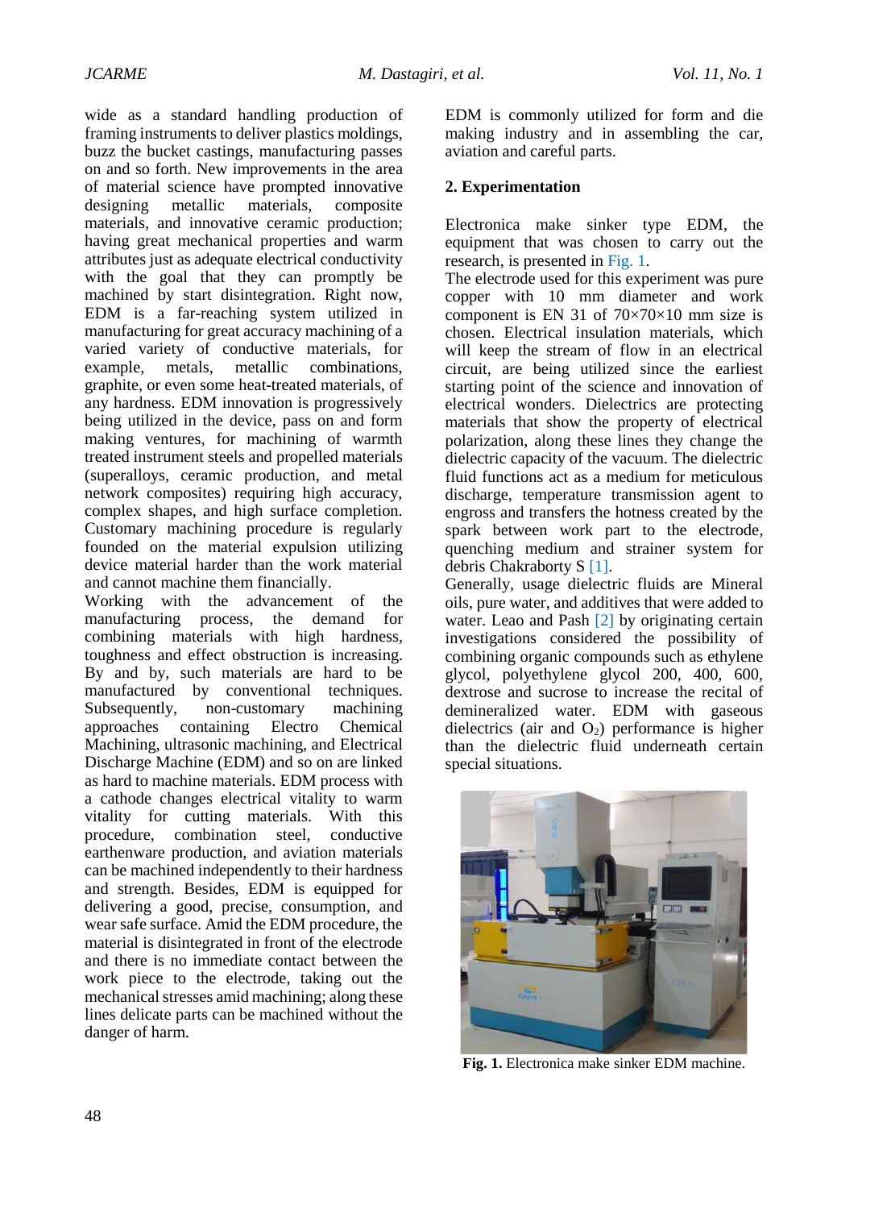wide as a standard handling production of framing instruments to deliver plastics moldings, buzz the bucket castings, manufacturing passes on and so forth. New improvements in the area of material science have prompted innovative designing metallic materials, composite materials, and innovative ceramic production; having great mechanical properties and warm attributes just as adequate electrical conductivity with the goal that they can promptly be machined by start disintegration. Right now, EDM is a far-reaching system utilized in manufacturing for great accuracy machining of a varied variety of conductive materials, for example, metals, metallic combinations, graphite, or even some heat-treated materials, of any hardness. EDM innovation is progressively being utilized in the device, pass on and form making ventures, for machining of warmth treated instrument steels and propelled materials (superalloys, ceramic production, and metal network composites) requiring high accuracy, complex shapes, and high surface completion. Customary machining procedure is regularly founded on the material expulsion utilizing device material harder than the work material and cannot machine them financially.

Working with the advancement of the manufacturing process, the demand for combining materials with high hardness, toughness and effect obstruction is increasing. By and by, such materials are hard to be manufactured by conventional techniques. Subsequently, non-customary machining approaches containing Electro Chemical Machining, ultrasonic machining, and Electrical Discharge Machine (EDM) and so on are linked as hard to machine materials. EDM process with a cathode changes electrical vitality to warm vitality for cutting materials. With this procedure, combination steel, conductive earthenware production, and aviation materials can be machined independently to their hardness and strength. Besides, EDM is equipped for delivering a good, precise, consumption, and wear safe surface. Amid the EDM procedure, the material is disintegrated in front of the electrode and there is no immediate contact between the work piece to the electrode, taking out the mechanical stresses amid machining; along these lines delicate parts can be machined without the danger of harm.

EDM is commonly utilized for form and die making industry and in assembling the car, aviation and careful parts.

## 2. Experimentation

Electronica make sinker type EDM, the equipment that was chosen to carry out the research, is presented in Fig. 1.

The electrode used for this experiment was pure copper with 10 mm diameter and work component is EN 31 of 70×70×10 mm size is chosen. Electrical insulation materials, which will keep the stream of flow in an electrical circuit, are being utilized since the earliest starting point of the science and innovation of electrical wonders. Dielectrics are protecting materials that show the property of electrical polarization, along these lines they change the dielectric capacity of the vacuum. The dielectric fluid functions act as a medium for meticulous discharge, temperature transmission agent to engross and transfers the hotness created by the spark between work part to the electrode, quenching medium and strainer system for debris Chakraborty S [1].

Generally, usage dielectric fluids are Mineral oils, pure water, and additives that were added to water. Leao and Pash [2] by originating certain investigations considered the possibility of combining organic compounds such as ethylene glycol, polyethylene glycol 200, 400, 600, dextrose and sucrose to increase the recital of demineralized water. EDM with gaseous dielectrics (air and $O_2$) performance is higher than the dielectric fluid underneath certain special situations.

**Fig. 1.** Electronica make sinker EDM machine.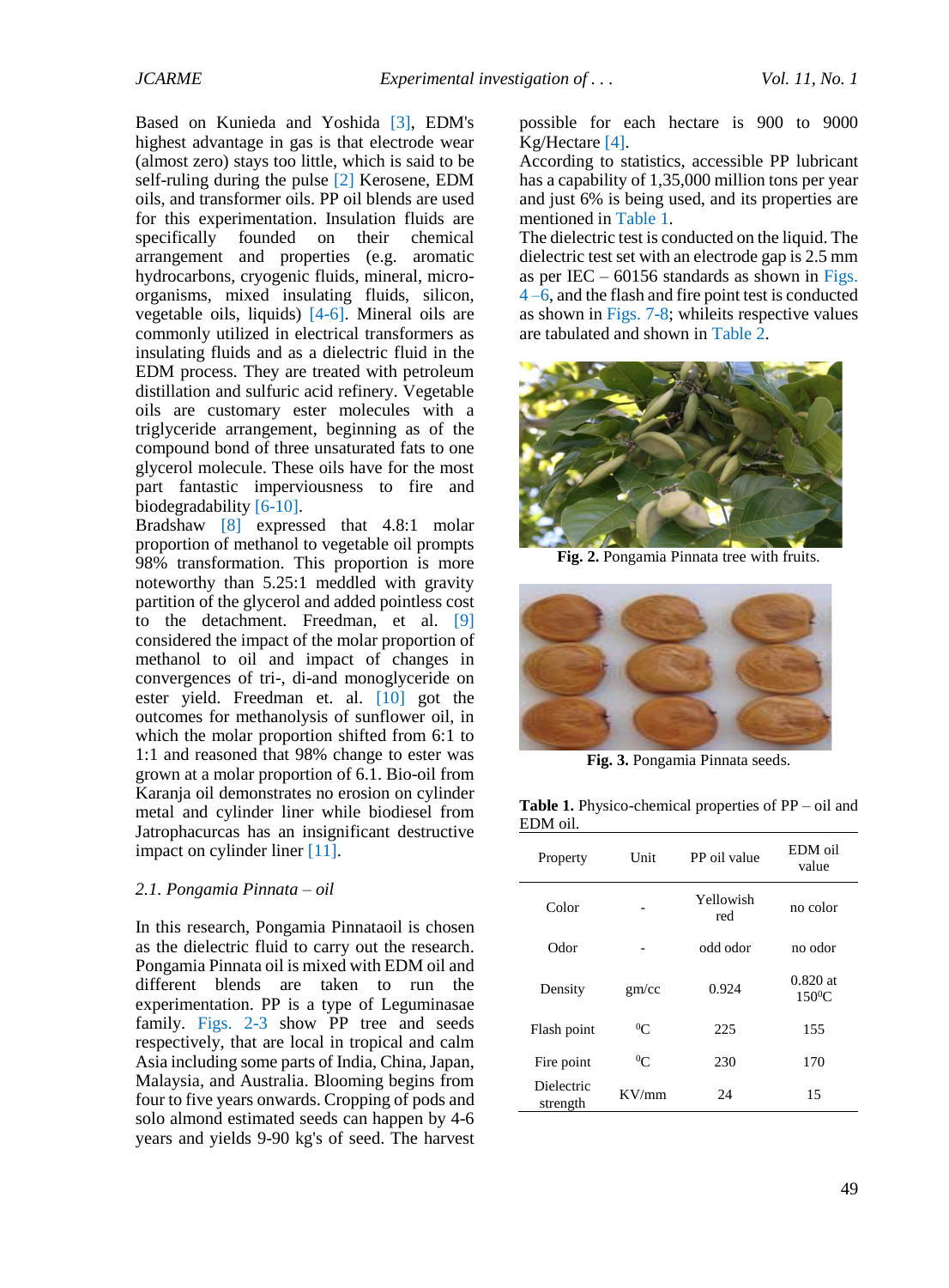Based on Kunieda and Yoshida [3], EDM's highest advantage in gas is that electrode wear (almost zero) stays too little, which is said to be self-ruling during the pulse [2] Kerosene, EDM oils, and transformer oils. PP oil blends are used for this experimentation. Insulation fluids are specifically founded on their chemical arrangement and properties (e.g. aromatic hydrocarbons, cryogenic fluids, mineral, micro-organisms, mixed insulating fluids, silicon, vegetable oils, liquids) [4-6]. Mineral oils are commonly utilized in electrical transformers as insulating fluids and as a dielectric fluid in the EDM process. They are treated with petroleum distillation and sulfuric acid refinery. Vegetable oils are customary ester molecules with a triglyceride arrangement, beginning as of the compound bond of three unsaturated fats to one glycerol molecule. These oils have for the most part fantastic imperviousness to fire and biodegradability [6-10].

Bradshaw [8] expressed that 4.8:1 molar proportion of methanol to vegetable oil prompts 98% transformation. This proportion is more noteworthy than 5.25:1 meddled with gravity partition of the glycerol and added pointless cost to the detachment. Freedman, et al. [9] considered the impact of the molar proportion of methanol to oil and impact of changes in convergences of tri-, di-and monoglyceride on ester yield. Freedman et. al. [10] got the outcomes for methanolysis of sunflower oil, in which the molar proportion shifted from 6:1 to 1:1 and reasoned that 98% change to ester was grown at a molar proportion of 6.1. Bio-oil from Karanja oil demonstrates no erosion on cylinder metal and cylinder liner while biodiesel from Jatrophacurcas has an insignificant destructive impact on cylinder liner [11].

### 2.1. Pongamia Pinnata – oil

In this research, Pongamia Pinnataoil is chosen as the dielectric fluid to carry out the research. Pongamia Pinnata oil is mixed with EDM oil and different blends are taken to run the experimentation. PP is a type of Leguminasae family. Figs. 2-3 show PP tree and seeds respectively, that are local in tropical and calm Asia including some parts of India, China, Japan, Malaysia, and Australia. Blooming begins from four to five years onwards. Cropping of pods and solo almond estimated seeds can happen by 4-6 years and yields 9-90 kg's of seed. The harvest possible for each hectare is 900 to 9000 Kg/Hectare [4].

According to statistics, accessible PP lubricant has a capability of 1,35,000 million tons per year and just 6% is being used, and its properties are mentioned in Table 1.

The dielectric test is conducted on the liquid. The dielectric test set with an electrode gap is 2.5 mm as per IEC – 60156 standards as shown in Figs. 4 –6, and the flash and fire point test is conducted as shown in Figs. 7-8; whileits respective values are tabulated and shown in Table 2.

**Fig. 2.** Pongamia Pinnata tree with fruits.

**Fig. 3.** Pongamia Pinnata seeds.

**Table 1.** Physico-chemical properties of PP – oil and EDM oil.

| Property | Unit | PP oil value | EDM oil value |
|---|---|---|---|
| Color | - | Yellowish red | no color |
| Odor | - | odd odor | no odor |
| Density | gm/cc | 0.924 | 0.820 at 150$^0$C |
| Flash point | $^0$C | 225 | 155 |
| Fire point | $^0$C | 230 | 170 |
| Dielectric strength | KV/mm | 24 | 15 |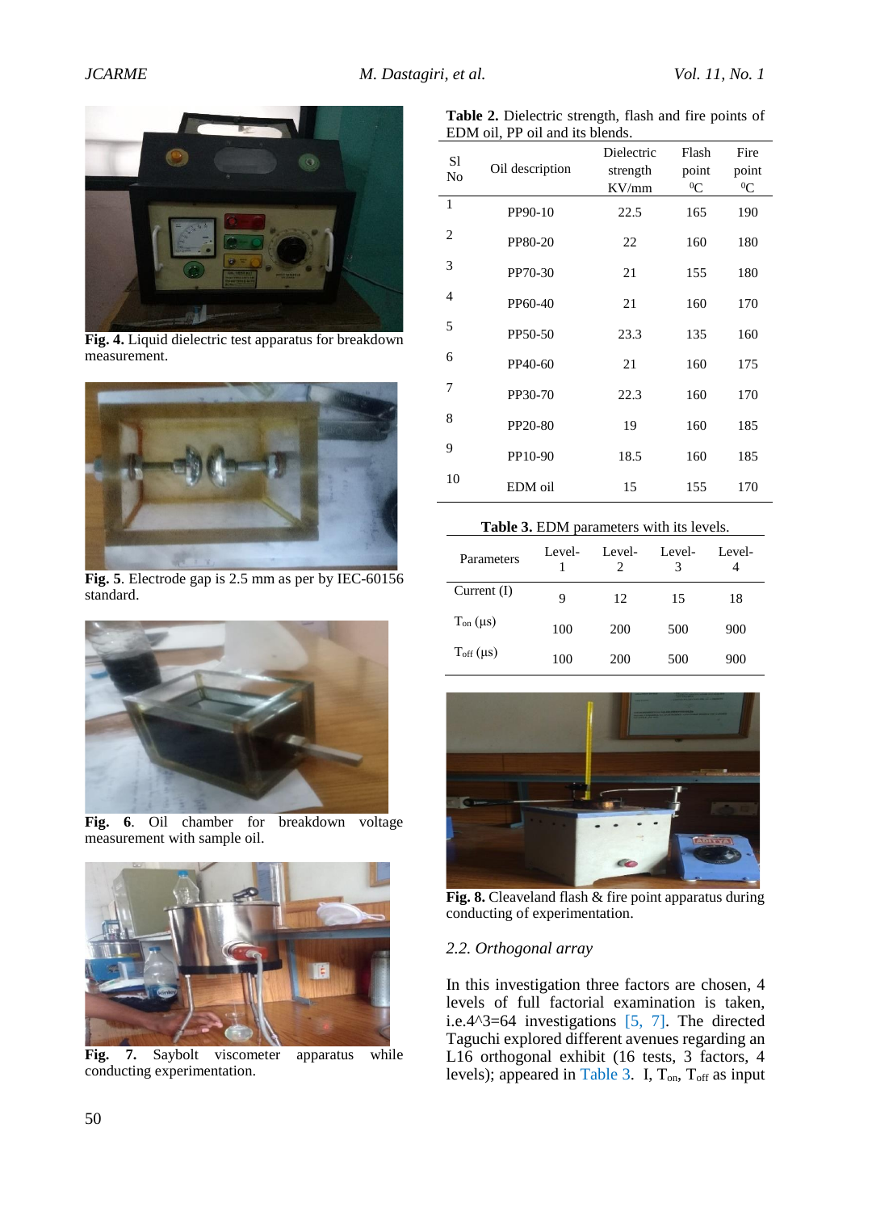Fig. 4. Liquid dielectric test apparatus for breakdown measurement.

Fig. 5. Electrode gap is 2.5 mm as per by IEC-60156 standard.

Fig. 6. Oil chamber for breakdown voltage measurement with sample oil.

Fig. 7. Saybolt viscometer apparatus while conducting experimentation.

**Table 2.** Dielectric strength, flash and fire points of EDM oil, PP oil and its blends.

| Sl No | Oil description | Dielectric strength KV/mm | Flash point $^0$C | Fire point $^0$C |
|---|---|---|---|---|
| 1 | PP90-10 | 22.5 | 165 | 190 |
| 2 | PP80-20 | 22 | 160 | 180 |
| 3 | PP70-30 | 21 | 155 | 180 |
| 4 | PP60-40 | 21 | 160 | 170 |
| 5 | PP50-50 | 23.3 | 135 | 160 |
| 6 | PP40-60 | 21 | 160 | 175 |
| 7 | PP30-70 | 22.3 | 160 | 170 |
| 8 | PP20-80 | 19 | 160 | 185 |
| 9 | PP10-90 | 18.5 | 160 | 185 |
| 10 | EDM oil | 15 | 155 | 170 |

**Table 3.** EDM parameters with its levels.

| Parameters | Level-1 | Level-2 | Level-3 | Level-4 |
|---|---|---|---|---|
| Current (I) | 9 | 12 | 15 | 18 |
| $T_{on}$ (μs) | 100 | 200 | 500 | 900 |
| $T_{off}$ (μs) | 100 | 200 | 500 | 900 |

Fig. 8. Cleaveland flash & fire point apparatus during conducting of experimentation.

### *2.2. Orthogonal array*

In this investigation three factors are chosen, 4 levels of full factorial examination is taken, i.e.4^3=64 investigations [5, 7]. The directed Taguchi explored different avenues regarding an L16 orthogonal exhibit (16 tests, 3 factors, 4 levels); appeared in Table 3. I, $T_{on}$, $T_{off}$ as input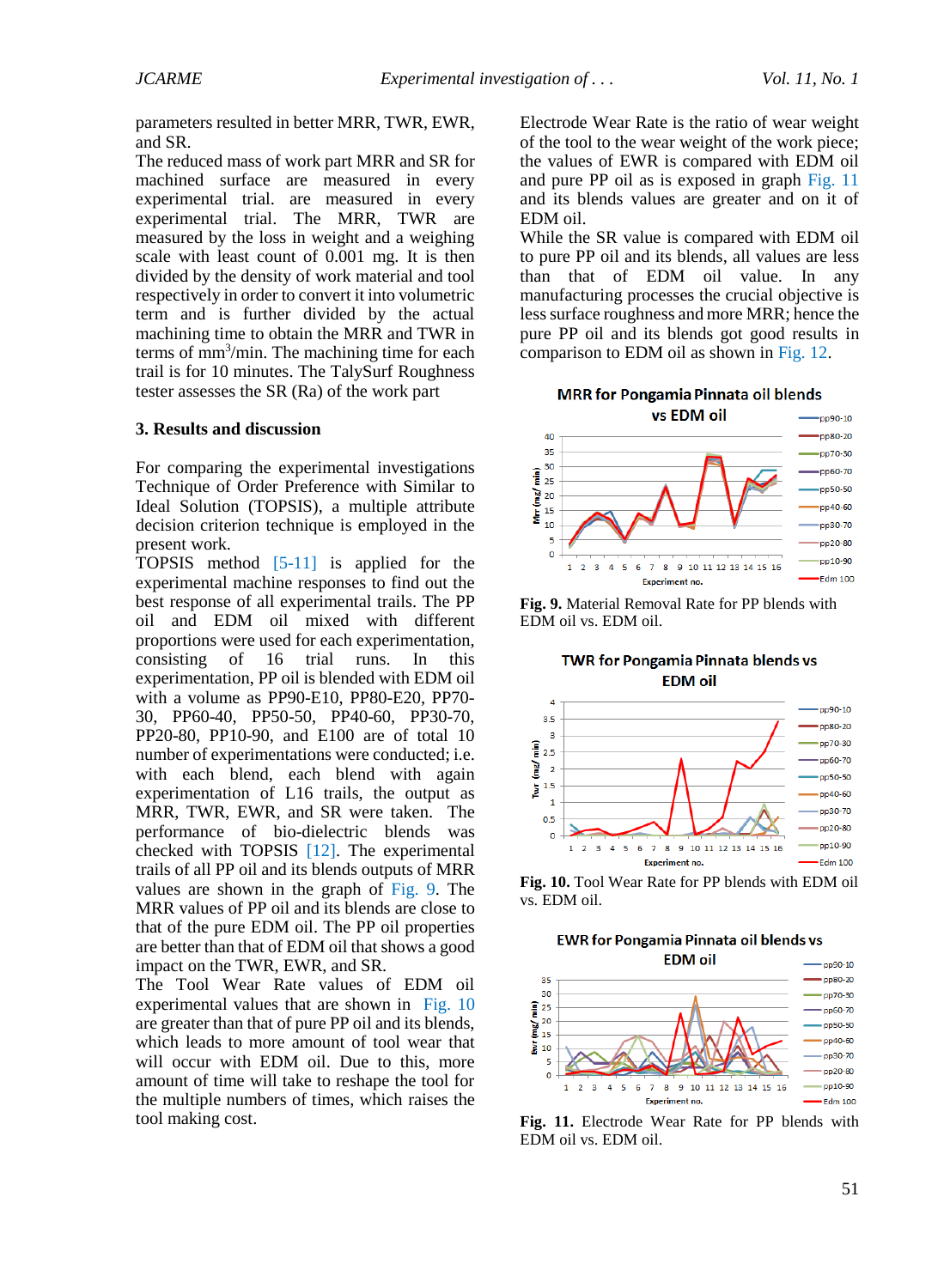parameters resulted in better MRR, TWR, EWR, and SR.

The reduced mass of work part MRR and SR for machined surface are measured in every experimental trial. are measured in every experimental trial. The MRR, TWR are measured by the loss in weight and a weighing scale with least count of 0.001 mg. It is then divided by the density of work material and tool respectively in order to convert it into volumetric term and is further divided by the actual machining time to obtain the MRR and TWR in terms of $mm^3/min$. The machining time for each trail is for 10 minutes. The TalySurf Roughness tester assesses the SR (Ra) of the work part

## 3. Results and discussion

For comparing the experimental investigations Technique of Order Preference with Similar to Ideal Solution (TOPSIS), a multiple attribute decision criterion technique is employed in the present work.

TOPSIS method [5-11] is applied for the experimental machine responses to find out the best response of all experimental trails. The PP oil and EDM oil mixed with different proportions were used for each experimentation, consisting of 16 trial runs. In this experimentation, PP oil is blended with EDM oil with a volume as PP90-E10, PP80-E20, PP70-30, PP60-40, PP50-50, PP40-60, PP30-70, PP20-80, PP10-90, and E100 are of total 10 number of experimentations were conducted; i.e. with each blend, each blend with again experimentation of L16 trails, the output as MRR, TWR, EWR, and SR were taken. The performance of bio-dielectric blends was checked with TOPSIS [12]. The experimental trails of all PP oil and its blends outputs of MRR values are shown in the graph of Fig. 9. The MRR values of PP oil and its blends are close to that of the pure EDM oil. The PP oil properties are better than that of EDM oil that shows a good impact on the TWR, EWR, and SR.

The Tool Wear Rate values of EDM oil experimental values that are shown in Fig. 10 are greater than that of pure PP oil and its blends, which leads to more amount of tool wear that will occur with EDM oil. Due to this, more amount of time will take to reshape the tool for the multiple numbers of times, which raises the tool making cost.

Electrode Wear Rate is the ratio of wear weight of the tool to the wear weight of the work piece; the values of EWR is compared with EDM oil and pure PP oil as is exposed in graph Fig. 11 and its blends values are greater and on it of EDM oil.

While the SR value is compared with EDM oil to pure PP oil and its blends, all values are less than that of EDM oil value. In any manufacturing processes the crucial objective is less surface roughness and more MRR; hence the pure PP oil and its blends got good results in comparison to EDM oil as shown in Fig. 12.

**Fig. 9.** Material Removal Rate for PP blends with EDM oil vs. EDM oil.

**Fig. 10.** Tool Wear Rate for PP blends with EDM oil vs. EDM oil.

**Fig. 11.** Electrode Wear Rate for PP blends with EDM oil vs. EDM oil.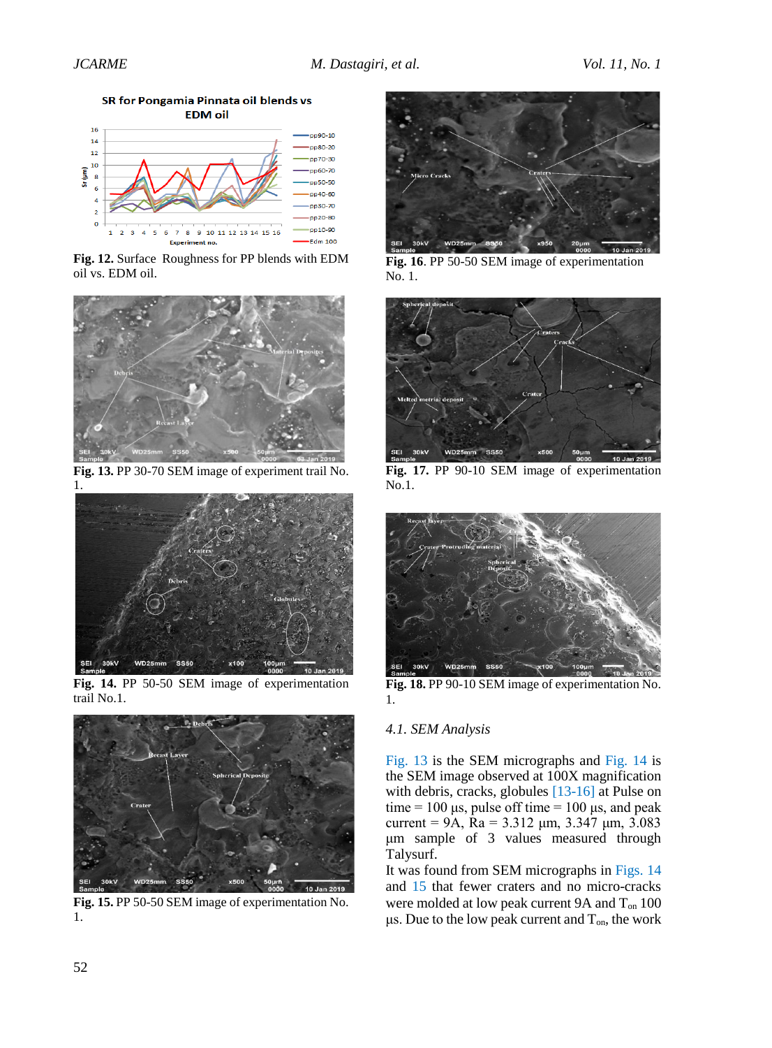Fig. 12. Surface Roughness for PP blends with EDM oil vs. EDM oil.

Fig. 13. PP 30-70 SEM image of experiment trail No. 1.

Fig. 14. PP 50-50 SEM image of experimentation trail No.1.

Fig. 15. PP 50-50 SEM image of experimentation No. 1.

Fig. 16. PP 50-50 SEM image of experimentation No. 1.

Fig. 17. PP 90-10 SEM image of experimentation No.1.

Fig. 18. PP 90-10 SEM image of experimentation No. 1.

### *4.1. SEM Analysis*

Fig. 13 is the SEM micrographs and Fig. 14 is the SEM image observed at 100X magnification with debris, cracks, globules [13-16] at Pulse on time = 100 µs, pulse off time = 100 µs, and peak current = 9A, Ra = 3.312 µm, 3.347 µm, 3.083 µm sample of 3 values measured through Talysurf.

It was found from SEM micrographs in Figs. 14 and 15 that fewer craters and no micro-cracks were molded at low peak current 9A and $T_{on}$ 100 µs. Due to the low peak current and $T_{on}$, the work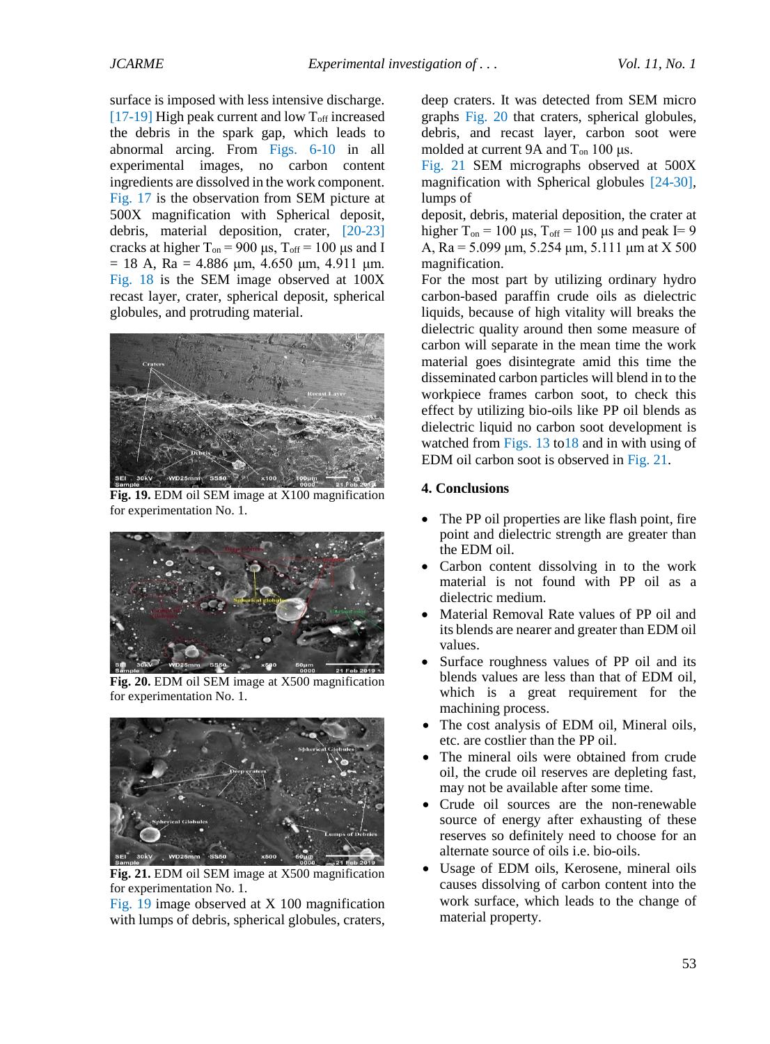surface is imposed with less intensive discharge. [17-19] High peak current and low $T_{off}$ increased the debris in the spark gap, which leads to abnormal arcing. From Figs. 6-10 in all experimental images, no carbon content ingredients are dissolved in the work component. Fig. 17 is the observation from SEM picture at 500X magnification with Spherical deposit, debris, material deposition, crater, [20-23] cracks at higher $T_{on}$ = 900 µs, $T_{off}$ = 100 µs and I = 18 A, Ra = 4.886 µm, 4.650 µm, 4.911 µm. Fig. 18 is the SEM image observed at 100X recast layer, crater, spherical deposit, spherical globules, and protruding material.

**Fig. 19.** EDM oil SEM image at X100 magnification for experimentation No. 1.

**Fig. 20.** EDM oil SEM image at X500 magnification for experimentation No. 1.

**Fig. 21.** EDM oil SEM image at X500 magnification for experimentation No. 1.

Fig. 19 image observed at X 100 magnification with lumps of debris, spherical globules, craters, deep craters. It was detected from SEM micro graphs Fig. 20 that craters, spherical globules, debris, and recast layer, carbon soot were molded at current 9A and $T_{on}$ 100 µs.

Fig. 21 SEM micrographs observed at 500X magnification with Spherical globules [24-30], lumps of

deposit, debris, material deposition, the crater at higher $T_{on}$ = 100 µs, $T_{off}$ = 100 µs and peak I= 9 A, Ra = 5.099 µm, 5.254 µm, 5.111 µm at X 500 magnification.

For the most part by utilizing ordinary hydro carbon-based paraffin crude oils as dielectric liquids, because of high vitality will breaks the dielectric quality around then some measure of carbon will separate in the mean time the work material goes disintegrate amid this time the disseminated carbon particles will blend in to the workpiece frames carbon soot, to check this effect by utilizing bio-oils like PP oil blends as dielectric liquid no carbon soot development is watched from Figs. 13 to18 and in with using of EDM oil carbon soot is observed in Fig. 21.

## 4. Conclusions

- The PP oil properties are like flash point, fire point and dielectric strength are greater than the EDM oil.
- Carbon content dissolving in to the work material is not found with PP oil as a dielectric medium.
- Material Removal Rate values of PP oil and its blends are nearer and greater than EDM oil values.
- Surface roughness values of PP oil and its blends values are less than that of EDM oil, which is a great requirement for the machining process.
- The cost analysis of EDM oil, Mineral oils, etc. are costlier than the PP oil.
- The mineral oils were obtained from crude oil, the crude oil reserves are depleting fast, may not be available after some time.
- Crude oil sources are the non-renewable source of energy after exhausting of these reserves so definitely need to choose for an alternate source of oils i.e. bio-oils.
- Usage of EDM oils, Kerosene, mineral oils causes dissolving of carbon content into the work surface, which leads to the change of material property.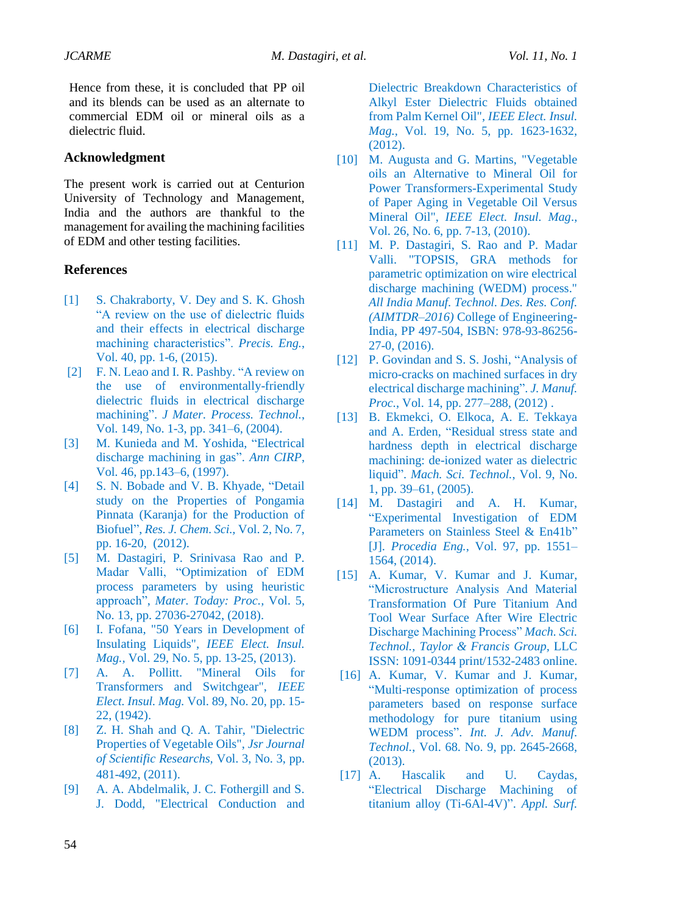Hence from these, it is concluded that PP oil and its blends can be used as an alternate to commercial EDM oil or mineral oils as a dielectric fluid.

## Acknowledgment

The present work is carried out at Centurion University of Technology and Management, India and the authors are thankful to the management for availing the machining facilities of EDM and other testing facilities.

## References

[1] S. Chakraborty, V. Dey and S. K. Ghosh "A review on the use of dielectric fluids and their effects in electrical discharge machining characteristics". *Precis. Eng.*, Vol. 40, pp. 1-6, (2015).

[2] F. N. Leao and I. R. Pashby. "A review on the use of environmentally-friendly dielectric fluids in electrical discharge machining". *J Mater. Process. Technol.*, Vol. 149, No. 1-3, pp. 341–6, (2004).

[3] M. Kunieda and M. Yoshida, "Electrical discharge machining in gas". *Ann CIRP*, Vol. 46, pp.143–6, (1997).

[4] S. N. Bobade and V. B. Khyade, "Detail study on the Properties of Pongamia Pinnata (Karanja) for the Production of Biofuel", *Res. J. Chem. Sci.,* Vol. 2, No. 7, pp. 16-20, (2012).

[5] M. Dastagiri, P. Srinivasa Rao and P. Madar Valli, "Optimization of EDM process parameters by using heuristic approach", *Mater. Today: Proc.*, Vol. 5, No. 13, pp. 27036-27042, (2018).

[6] I. Fofana, "50 Years in Development of Insulating Liquids", *IEEE Elect. Insul. Mag.*, Vol. 29, No. 5, pp. 13-25, (2013).

[7] A. A. Pollitt. "Mineral Oils for Transformers and Switchgear", *IEEE Elect. Insul. Mag.* Vol. 89, No. 20, pp. 15-22, (1942).

[8] Z. H. Shah and Q. A. Tahir, "Dielectric Properties of Vegetable Oils", *Jsr Journal of Scientific Researchs,* Vol. 3, No. 3, pp. 481-492, (2011).

[9] A. A. Abdelmalik, J. C. Fothergill and S. J. Dodd, "Electrical Conduction and Dielectric Breakdown Characteristics of Alkyl Ester Dielectric Fluids obtained from Palm Kernel Oil", *IEEE Elect. Insul. Mag.*, Vol. 19, No. 5, pp. 1623-1632, (2012).

[10] M. Augusta and G. Martins, "Vegetable oils an Alternative to Mineral Oil for Power Transformers-Experimental Study of Paper Aging in Vegetable Oil Versus Mineral Oil", *IEEE Elect. Insul. Mag*., Vol. 26, No. 6, pp. 7-13, (2010).

[11] M. P. Dastagiri, S. Rao and P. Madar Valli. "TOPSIS, GRA methods for parametric optimization on wire electrical discharge machining (WEDM) process." *All India Manuf. Technol. Des. Res. Conf. (AIMTDR–2016)* College of Engineering-India, PP 497-504, ISBN: 978-93-86256-27-0, (2016).

[12] P. Govindan and S. S. Joshi, "Analysis of micro-cracks on machined surfaces in dry electrical discharge machining". *J. Manuf. Proc.*, Vol. 14, pp. 277–288, (2012) .

[13] B. Ekmekci, O. Elkoca, A. E. Tekkaya and A. Erden, "Residual stress state and hardness depth in electrical discharge machining: de-ionized water as dielectric liquid". *Mach. Sci. Technol.*, Vol. 9, No. 1, pp. 39–61, (2005).

[14] M. Dastagiri and A. H. Kumar, "Experimental Investigation of EDM Parameters on Stainless Steel & En41b" [J]. *Procedia Eng.*, Vol. 97, pp. 1551–1564, (2014).

[15] A. Kumar, V. Kumar and J. Kumar, "Microstructure Analysis And Material Transformation Of Pure Titanium And Tool Wear Surface After Wire Electric Discharge Machining Process" *Mach. Sci. Technol., Taylor & Francis Group*, LLC ISSN: 1091-0344 print/1532-2483 online.

[16] A. Kumar, V. Kumar and J. Kumar, "Multi-response optimization of process parameters based on response surface methodology for pure titanium using WEDM process". *Int. J. Adv. Manuf. Technol.*, Vol. 68. No. 9, pp. 2645-2668, (2013).

[17] A. Hascalik and U. Caydas, "Electrical Discharge Machining of titanium alloy (Ti-6Al-4V)". *Appl. Surf.*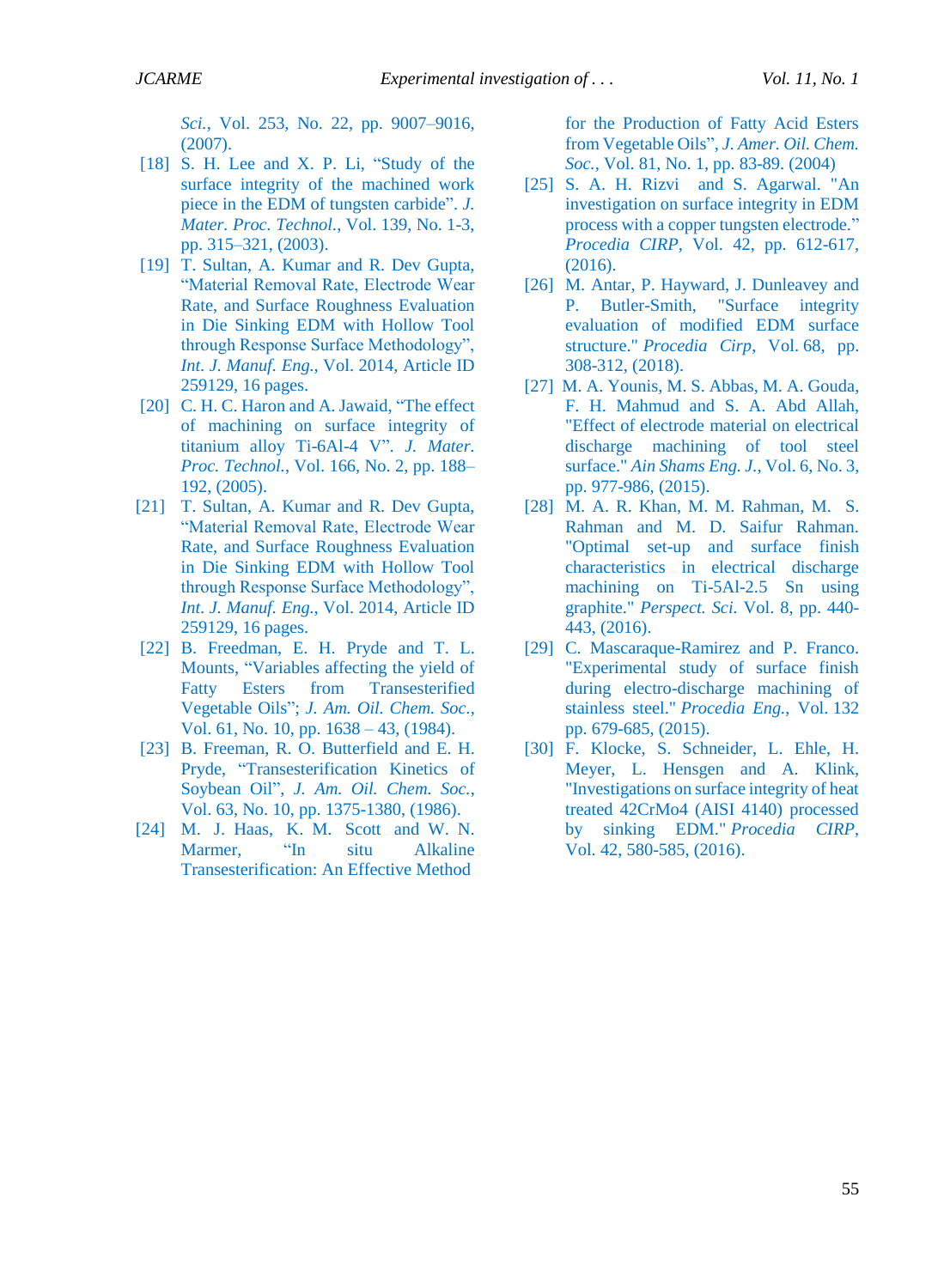*Sci.*, Vol. 253, No. 22, pp. 9007–9016, (2007).

[18] S. H. Lee and X. P. Li, "Study of the surface integrity of the machined work piece in the EDM of tungsten carbide". *J. Mater. Proc. Technol.*, Vol. 139, No. 1-3, pp. 315–321, (2003).

[19] T. Sultan, A. Kumar and R. Dev Gupta, "Material Removal Rate, Electrode Wear Rate, and Surface Roughness Evaluation in Die Sinking EDM with Hollow Tool through Response Surface Methodology", *Int. J. Manuf. Eng.*, Vol. 2014, Article ID 259129, 16 pages.

[20] C. H. C. Haron and A. Jawaid, "The effect of machining on surface integrity of titanium alloy Ti-6Al-4 V". *J. Mater. Proc. Technol.*, Vol. 166, No. 2, pp. 188–192, (2005).

[21] T. Sultan, A. Kumar and R. Dev Gupta, "Material Removal Rate, Electrode Wear Rate, and Surface Roughness Evaluation in Die Sinking EDM with Hollow Tool through Response Surface Methodology", *Int. J. Manuf. Eng.*, Vol. 2014, Article ID 259129, 16 pages.

[22] B. Freedman, E. H. Pryde and T. L. Mounts, "Variables affecting the yield of Fatty Esters from Transesterified Vegetable Oils"; *J. Am. Oil. Chem. Soc.*, Vol. 61, No. 10, pp. 1638 – 43, (1984).

[23] B. Freeman, R. O. Butterfield and E. H. Pryde, "Transesterification Kinetics of Soybean Oil", *J. Am. Oil. Chem. Soc.*, Vol. 63, No. 10, pp. 1375-1380, (1986).

[24] M. J. Haas, K. M. Scott and W. N. Marmer, "In situ Alkaline Transesterification: An Effective Method for the Production of Fatty Acid Esters from Vegetable Oils", *J. Amer. Oil. Chem. Soc.*, Vol. 81, No. 1, pp. 83-89. (2004)

[25] S. A. H. Rizvi and S. Agarwal. "An investigation on surface integrity in EDM process with a copper tungsten electrode." *Procedia CIRP*, Vol. 42, pp. 612-617, (2016).

[26] M. Antar, P. Hayward, J. Dunleavey and P. Butler-Smith, "Surface integrity evaluation of modified EDM surface structure." *Procedia Cirp*, Vol. 68, pp. 308-312, (2018).

[27] M. A. Younis, M. S. Abbas, M. A. Gouda, F. H. Mahmud and S. A. Abd Allah, "Effect of electrode material on electrical discharge machining of tool steel surface." *Ain Shams Eng. J.*, Vol. 6, No. 3, pp. 977-986, (2015).

[28] M. A. R. Khan, M. M. Rahman, M. S. Rahman and M. D. Saifur Rahman. "Optimal set-up and surface finish characteristics in electrical discharge machining on Ti-5Al-2.5 Sn using graphite." *Perspect. Sci.* Vol. 8, pp. 440-443, (2016).

[29] C. Mascaraque-Ramirez and P. Franco. "Experimental study of surface finish during electro-discharge machining of stainless steel." *Procedia Eng.*, Vol. 132 pp. 679-685, (2015).

[30] F. Klocke, S. Schneider, L. Ehle, H. Meyer, L. Hensgen and A. Klink, "Investigations on surface integrity of heat treated 42CrMo4 (AISI 4140) processed by sinking EDM." *Procedia CIRP*, Vol. 42, 580-585, (2016).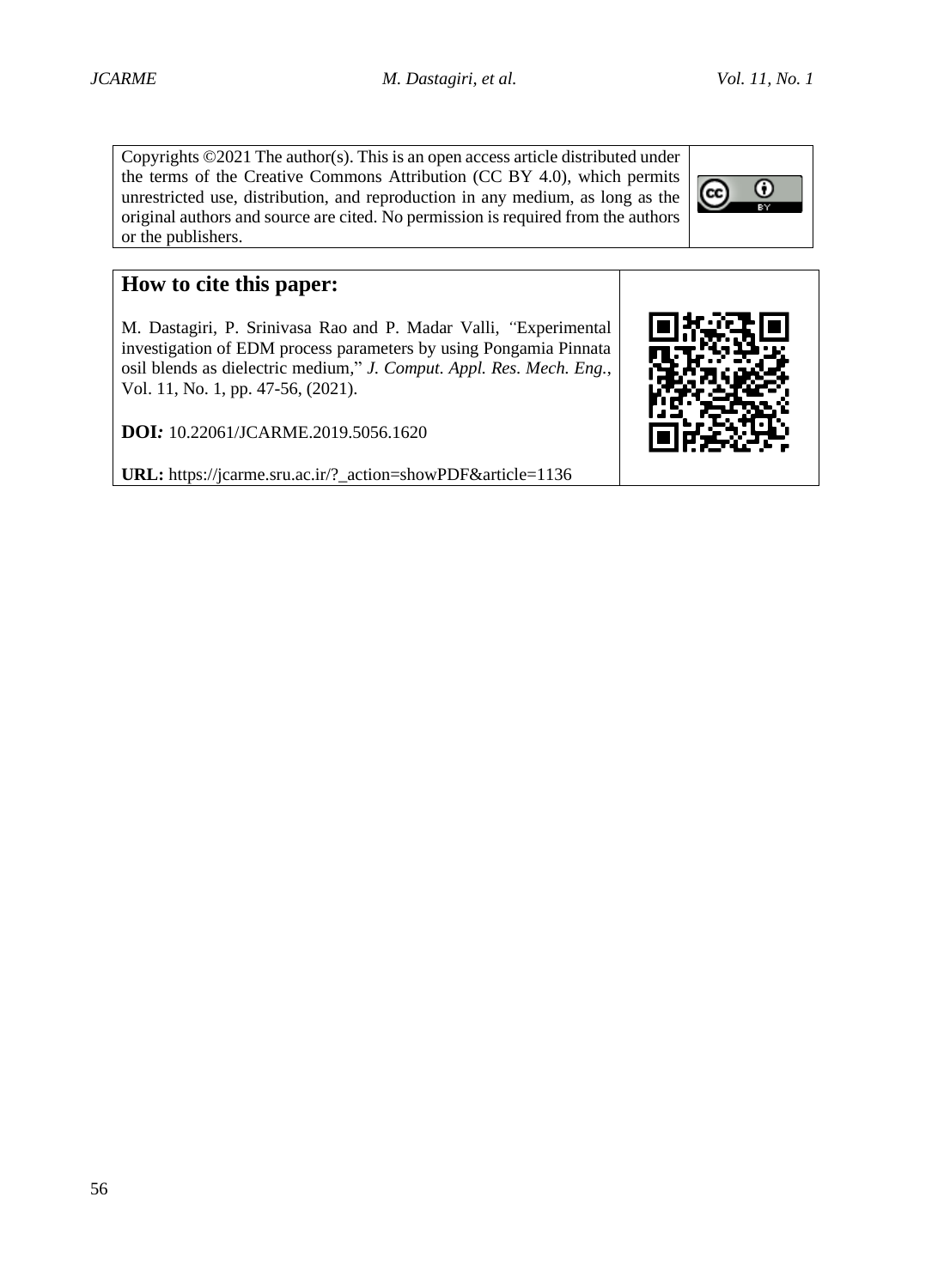Copyrights ©2021 The author(s). This is an open access article distributed under the terms of the Creative Commons Attribution (CC BY 4.0), which permits unrestricted use, distribution, and reproduction in any medium, as long as the original authors and source are cited. No permission is required from the authors or the publishers.

## How to cite this paper:

M. Dastagiri, P. Srinivasa Rao and P. Madar Valli, "Experimental investigation of EDM process parameters by using Pongamia Pinnata osil blends as dielectric medium," *J. Comput. Appl. Res. Mech. Eng.*, Vol. 11, No. 1, pp. 47-56, (2021).

**DOI:** 10.22061/JCARME.2019.5056.1620

**URL:** https://jcarme.sru.ac.ir/?_action=showPDF&article=1136